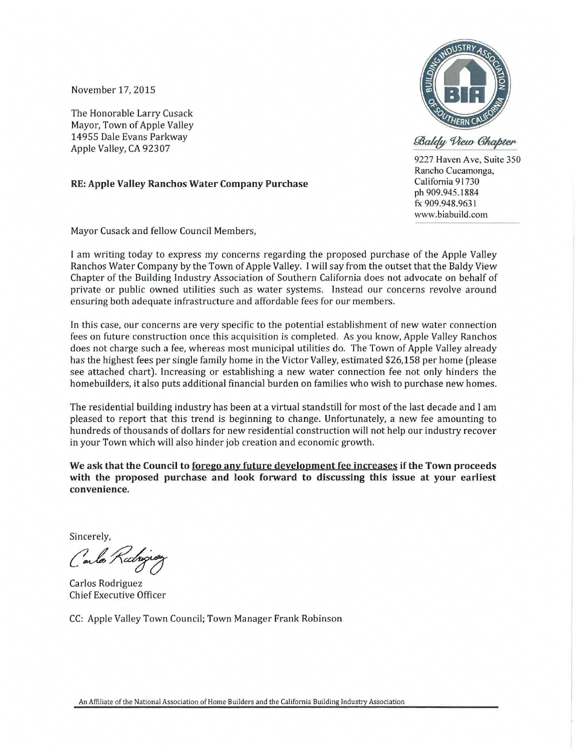November 17, 2015

The Honorable Larry Cusack
Mayor, Town of Apple Valley
14955 Dale Evans Parkway
Apple Valley, CA 92307

BUILDING INDUSTRY ASSOCIATION OF SOUTHERN CALIFORNIA
BIA
*Baldy View Chapter*
9227 Haven Ave, Suite 350
Rancho Cucamonga,
California 91730
ph 909.945.1884
fx 909.948.9631
www.biabuild.com

**RE: Apple Valley Ranchos Water Company Purchase**

Mayor Cusack and fellow Council Members,

I am writing today to express my concerns regarding the proposed purchase of the Apple Valley Ranchos Water Company by the Town of Apple Valley. I will say from the outset that the Baldy View Chapter of the Building Industry Association of Southern California does not advocate on behalf of private or public owned utilities such as water systems. Instead our concerns revolve around ensuring both adequate infrastructure and affordable fees for our members.

In this case, our concerns are very specific to the potential establishment of new water connection fees on future construction once this acquisition is completed. As you know, Apple Valley Ranchos does not charge such a fee, whereas most municipal utilities do. The Town of Apple Valley already has the highest fees per single family home in the Victor Valley, estimated $26,158 per home (please see attached chart). Increasing or establishing a new water connection fee not only hinders the homebuilders, it also puts additional financial burden on families who wish to purchase new homes.

The residential building industry has been at a virtual standstill for most of the last decade and I am pleased to report that this trend is beginning to change. Unfortunately, a new fee amounting to hundreds of thousands of dollars for new residential construction will not help our industry recover in your Town which will also hinder job creation and economic growth.

**We ask that the Council to <u>forego any future development fee increases</u> if the Town proceeds with the proposed purchase and look forward to discussing this issue at your earliest convenience.**

Sincerely,

Carlos Rodriguez
Chief Executive Officer

CC: Apple Valley Town Council; Town Manager Frank Robinson

An Affiliate of the National Association of Home Builders and the California Building Industry Association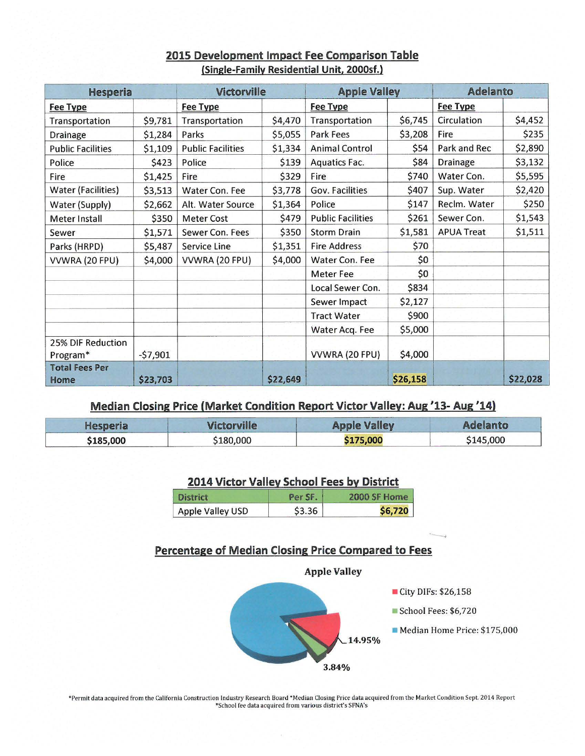## 2015 Development Impact Fee Comparison Table
### (Single-Family Residential Unit, 2000sf.)

| Hesperia | | Victorville | | Apple Valley | | Adelanto | |
|---|---|---|---|---|---|---|---|
| **Fee Type** | | **Fee Type** | | **Fee Type** | | **Fee Type** | |
| Transportation | $9,781 | Transportation | $4,470 | Transportation | $6,745 | Circulation | $4,452 |
| Drainage | $1,284 | Parks | $5,055 | Park Fees | $3,208 | Fire | $235 |
| Public Facilities | $1,109 | Public Facilities | $1,334 | Animal Control | $54 | Park and Rec | $2,890 |
| Police | $423 | Police | $139 | Aquatics Fac. | $84 | Drainage | $3,132 |
| Fire | $1,425 | Fire | $329 | Fire | $740 | Water Con. | $5,595 |
| Water (Facilities) | $3,513 | Water Con. Fee | $3,778 | Gov. Facilities | $407 | Sup. Water | $2,420 |
| Water (Supply) | $2,662 | Alt. Water Source | $1,364 | Police | $147 | Reclm. Water | $250 |
| Meter Install | $350 | Meter Cost | $479 | Public Facilities | $261 | Sewer Con. | $1,543 |
| Sewer | $1,571 | Sewer Con. Fees | $350 | Storm Drain | $1,581 | APUA Treat | $1,511 |
| Parks (HRPD) | $5,487 | Service Line | $1,351 | Fire Address | $70 | | |
| VVWRA (20 FPU) | $4,000 | VVWRA (20 FPU) | $4,000 | Water Con. Fee | $0 | | |
| | | | | Meter Fee | $0 | | |
| | | | | Local Sewer Con. | $834 | | |
| | | | | Sewer Impact | $2,127 | | |
| | | | | Tract Water | $900 | | |
| | | | | Water Acq. Fee | $5,000 | | |
| 25% DIF Reduction Program* | -$7,901 | | | VVWRA (20 FPU) | $4,000 | | |
| **Total Fees Per Home** | **$23,703** | | **$22,649** | | **$26,158** | | **$22,028** |

## Median Closing Price (Market Condition Report Victor Valley: Aug '13- Aug '14)

| Hesperia | Victorville | Apple Valley | Adelanto |
|---|---|---|---|
| **$185,000** | $180,000 | **$175,000** | $145,000 |

## 2014 Victor Valley School Fees by District

| District | Per SF. | 2000 SF Home |
|---|---|---|
| Apple Valley USD | $3.36 | **$6,720** |

## Percentage of Median Closing Price Compared to Fees

Apple Valley

City DIFs: $26,158

School Fees: $6,720

Median Home Price: $175,000

14.95%

3.84%

*Permit data acquired from the California Construction Industry Research Board *Median Closing Price data acquired from the Market Condition Sept. 2014 Report
*School fee data acquired from various district's SFNA's